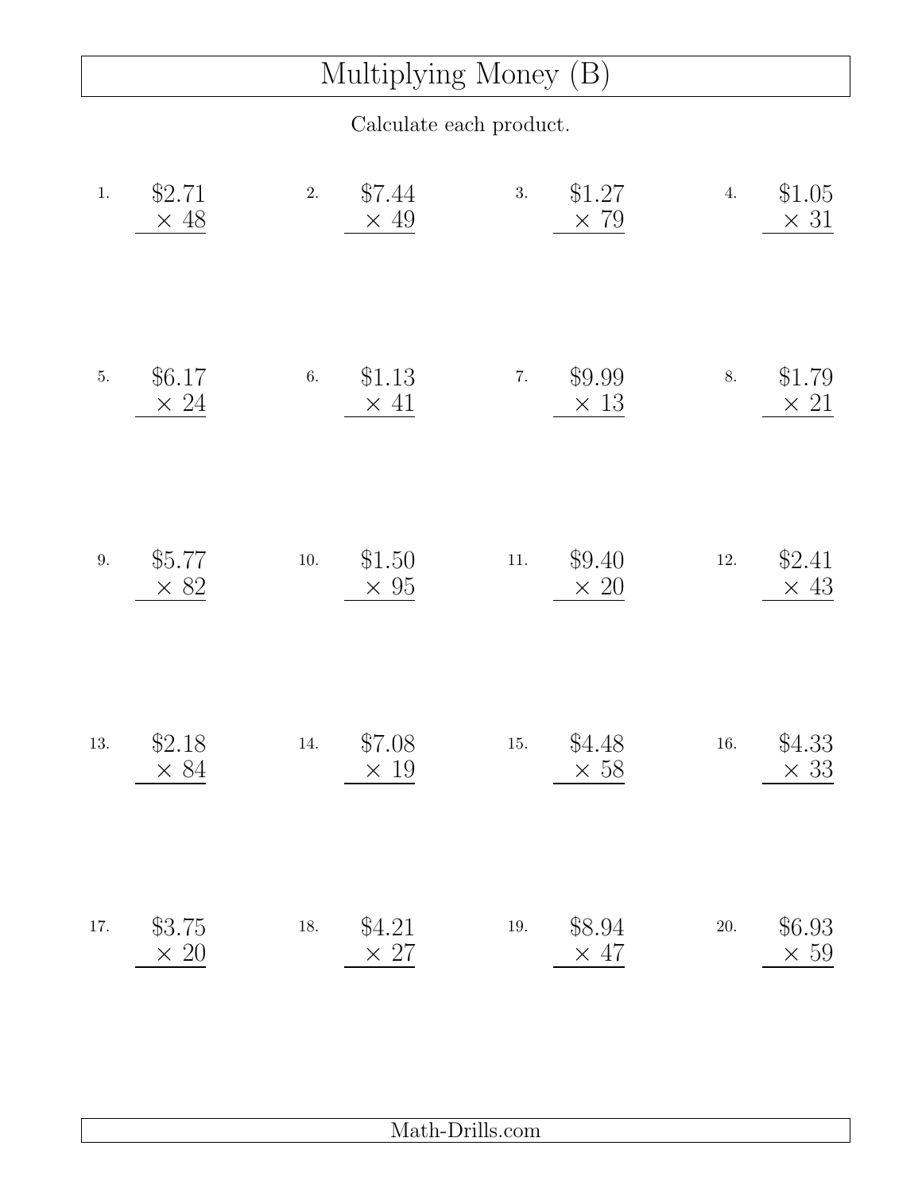# Multiplying Money (B)

Calculate each product.

1. $\$2.71 \times 48$
2. $\$7.44 \times 49$
3. $\$1.27 \times 79$
4. $\$1.05 \times 31$
5. $\$6.17 \times 24$
6. $\$1.13 \times 41$
7. $\$9.99 \times 13$
8. $\$1.79 \times 21$
9. $\$5.77 \times 82$
10. $\$1.50 \times 95$
11. $\$9.40 \times 20$
12. $\$2.41 \times 43$
13. $\$2.18 \times 84$
14. $\$7.08 \times 19$
15. $\$4.48 \times 58$
16. $\$4.33 \times 33$
17. $\$3.75 \times 20$
18. $\$4.21 \times 27$
19. $\$8.94 \times 47$
20. $\$6.93 \times 59$

Math-Drills.com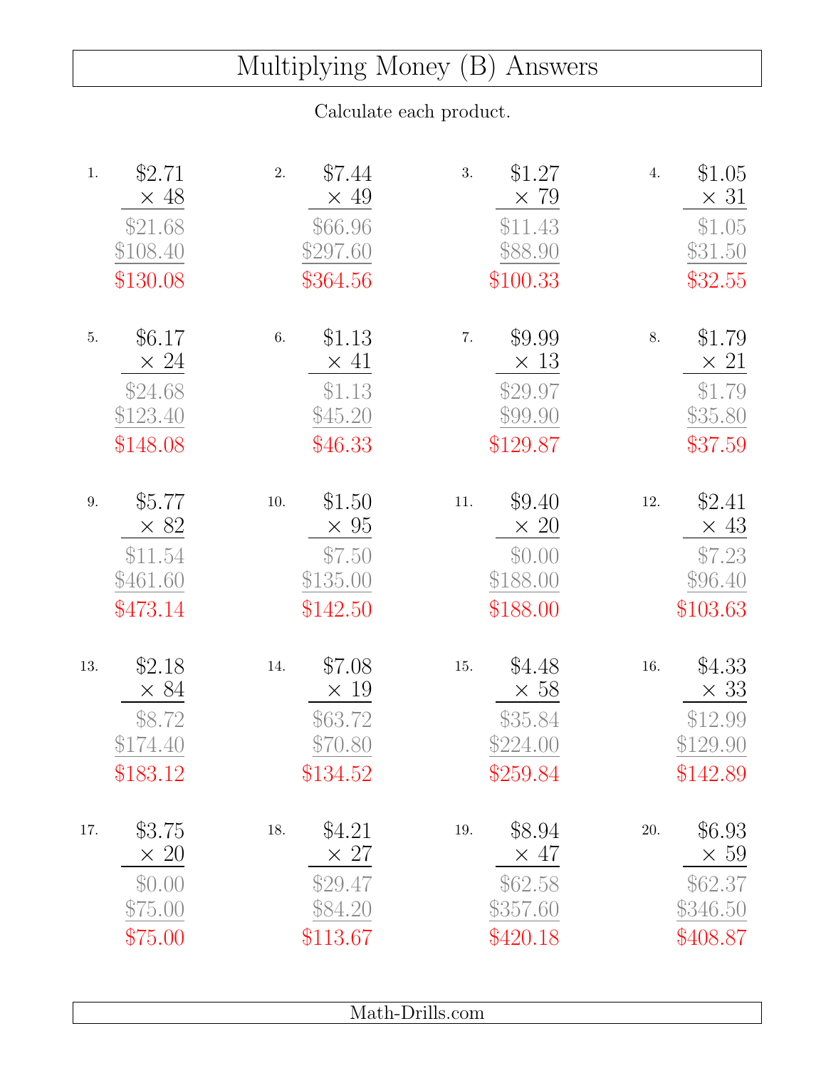# Multiplying Money (B) Answers

Calculate each product.

1.
$$\begin{array}{r} \$2.71 \\ \times\ 48 \\ \hline \$21.68 \\ \$108.40 \\ \hline \$130.08 \end{array}$$

2.
$$\begin{array}{r} \$7.44 \\ \times\ 49 \\ \hline \$66.96 \\ \$297.60 \\ \hline \$364.56 \end{array}$$

3.
$$\begin{array}{r} \$1.27 \\ \times\ 79 \\ \hline \$11.43 \\ \$88.90 \\ \hline \$100.33 \end{array}$$

4.
$$\begin{array}{r} \$1.05 \\ \times\ 31 \\ \hline \$1.05 \\ \$31.50 \\ \hline \$32.55 \end{array}$$

5.
$$\begin{array}{r} \$6.17 \\ \times\ 24 \\ \hline \$24.68 \\ \$123.40 \\ \hline \$148.08 \end{array}$$

6.
$$\begin{array}{r} \$1.13 \\ \times\ 41 \\ \hline \$1.13 \\ \$45.20 \\ \hline \$46.33 \end{array}$$

7.
$$\begin{array}{r} \$9.99 \\ \times\ 13 \\ \hline \$29.97 \\ \$99.90 \\ \hline \$129.87 \end{array}$$

8.
$$\begin{array}{r} \$1.79 \\ \times\ 21 \\ \hline \$1.79 \\ \$35.80 \\ \hline \$37.59 \end{array}$$

9.
$$\begin{array}{r} \$5.77 \\ \times\ 82 \\ \hline \$11.54 \\ \$461.60 \\ \hline \$473.14 \end{array}$$

10.
$$\begin{array}{r} \$1.50 \\ \times\ 95 \\ \hline \$7.50 \\ \$135.00 \\ \hline \$142.50 \end{array}$$

11.
$$\begin{array}{r} \$9.40 \\ \times\ 20 \\ \hline \$0.00 \\ \$188.00 \\ \hline \$188.00 \end{array}$$

12.
$$\begin{array}{r} \$2.41 \\ \times\ 43 \\ \hline \$7.23 \\ \$96.40 \\ \hline \$103.63 \end{array}$$

13.
$$\begin{array}{r} \$2.18 \\ \times\ 84 \\ \hline \$8.72 \\ \$174.40 \\ \hline \$183.12 \end{array}$$

14.
$$\begin{array}{r} \$7.08 \\ \times\ 19 \\ \hline \$63.72 \\ \$70.80 \\ \hline \$134.52 \end{array}$$

15.
$$\begin{array}{r} \$4.48 \\ \times\ 58 \\ \hline \$35.84 \\ \$224.00 \\ \hline \$259.84 \end{array}$$

16.
$$\begin{array}{r} \$4.33 \\ \times\ 33 \\ \hline \$12.99 \\ \$129.90 \\ \hline \$142.89 \end{array}$$

17.
$$\begin{array}{r} \$3.75 \\ \times\ 20 \\ \hline \$0.00 \\ \$75.00 \\ \hline \$75.00 \end{array}$$

18.
$$\begin{array}{r} \$4.21 \\ \times\ 27 \\ \hline \$29.47 \\ \$84.20 \\ \hline \$113.67 \end{array}$$

19.
$$\begin{array}{r} \$8.94 \\ \times\ 47 \\ \hline \$62.58 \\ \$357.60 \\ \hline \$420.18 \end{array}$$

20.
$$\begin{array}{r} \$6.93 \\ \times\ 59 \\ \hline \$62.37 \\ \$346.50 \\ \hline \$408.87 \end{array}$$

Math-Drills.com